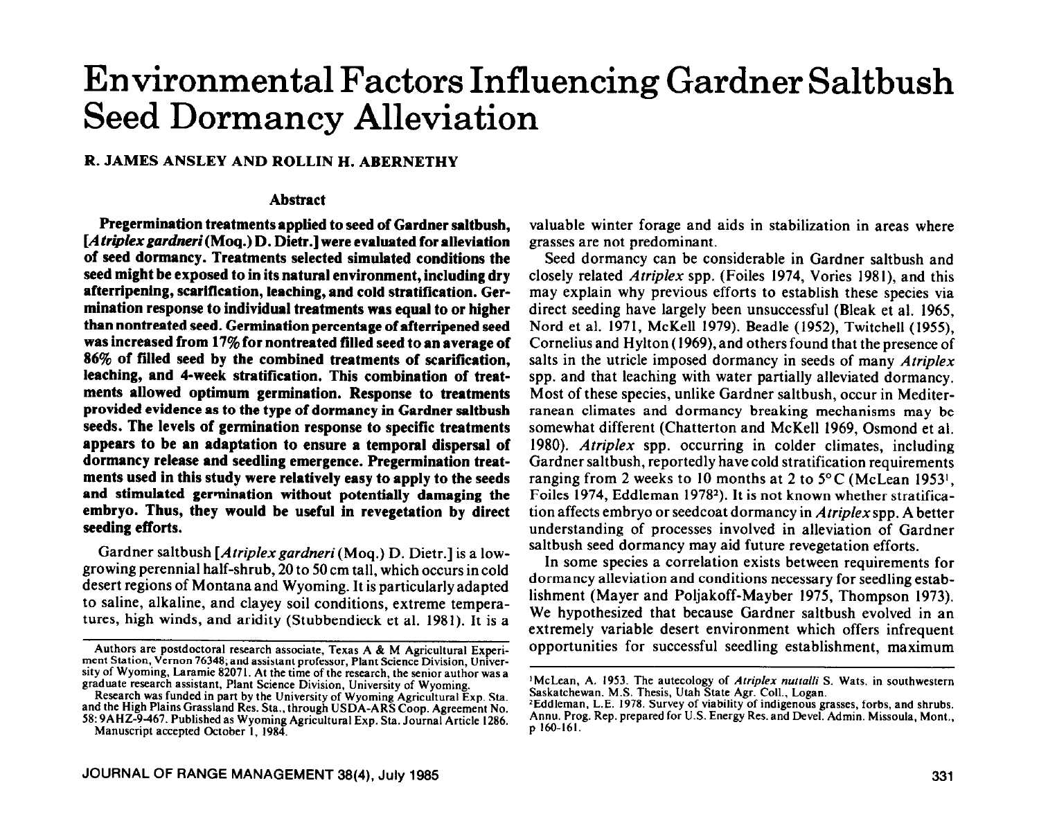# Environmental Factors Influencing Gardner Saltbush Seed Dormancy Alleviation

**R. JAMES ANSLEY AND ROLLIN H. ABERNETHY**

## Abstract

**Pregermination treatments applied to seed of Gardner saltbush, [*Atriplex gardneri* (Moq.) D. Dietr.] were evaluated for alleviation of seed dormancy. Treatments selected simulated conditions the seed might be exposed to in its natural environment, including dry afterripening, scarification, leaching, and cold stratification. Germination response to individual treatments was equal to or higher than nontreated seed. Germination percentage of afterripened seed was increased from 17% for nontreated filled seed to an average of 86% of filled seed by the combined treatments of scarification, leaching, and 4-week stratification. This combination of treatments allowed optimum germination. Response to treatments provided evidence as to the type of dormancy in Gardner saltbush seeds. The levels of germination response to specific treatments appears to be an adaptation to ensure a temporal dispersal of dormancy release and seedling emergence. Pregermination treatments used in this study were relatively easy to apply to the seeds and stimulated germination without potentially damaging the embryo. Thus, they would be useful in revegetation by direct seeding efforts.**

Gardner saltbush [*Atriplex gardneri* (Moq.) D. Dietr.] is a low-growing perennial half-shrub, 20 to 50 cm tall, which occurs in cold desert regions of Montana and Wyoming. It is particularly adapted to saline, alkaline, and clayey soil conditions, extreme temperatures, high winds, and aridity (Stubbendieck et al. 1981). It is a valuable winter forage and aids in stabilization in areas where grasses are not predominant.

Seed dormancy can be considerable in Gardner saltbush and closely related *Atriplex* spp. (Foiles 1974, Vories 1981), and this may explain why previous efforts to establish these species via direct seeding have largely been unsuccessful (Bleak et al. 1965, Nord et al. 1971, McKell 1979). Beadle (1952), Twitchell (1955), Cornelius and Hylton (1969), and others found that the presence of salts in the utricle imposed dormancy in seeds of many *Atriplex* spp. and that leaching with water partially alleviated dormancy. Most of these species, unlike Gardner saltbush, occur in Mediterranean climates and dormancy breaking mechanisms may be somewhat different (Chatterton and McKell 1969, Osmond et al. 1980). *Atriplex* spp. occurring in colder climates, including Gardner saltbush, reportedly have cold stratification requirements ranging from 2 weeks to 10 months at 2 to 5°C (McLean 1953[1], Foiles 1974, Eddleman 1978[2]). It is not known whether stratification affects embryo or seedcoat dormancy in *Atriplex* spp. A better understanding of processes involved in alleviation of Gardner saltbush seed dormancy may aid future revegetation efforts.

In some species a correlation exists between requirements for dormancy alleviation and conditions necessary for seedling establishment (Mayer and Poljakoff-Mayber 1975, Thompson 1973). We hypothesized that because Gardner saltbush evolved in an extremely variable desert environment which offers infrequent opportunities for successful seedling establishment, maximum

---

Authors are postdoctoral research associate, Texas A & M Agricultural Experiment Station, Vernon 76348; and assistant professor, Plant Science Division, University of Wyoming, Laramie 82071. At the time of the research, the senior author was a graduate research assistant, Plant Science Division, University of Wyoming.

Research was funded in part by the University of Wyoming Agricultural Exp. Sta. and the High Plains Grassland Res. Sta., through USDA-ARS Coop. Agreement No. 58: 9AHZ-9-467. Published as Wyoming Agricultural Exp. Sta. Journal Article 1286.

Manuscript accepted October 1, 1984.

[1] McLean, A. 1953. The autecology of *Atriplex nuttalli* S. Wats. in southwestern Saskatchewan. M.S. Thesis, Utah State Agr. Coll., Logan.

[2] Eddleman, L.E. 1978. Survey of viability of indigenous grasses, forbs, and shrubs. Annu. Prog. Rep. prepared for U.S. Energy Res. and Devel. Admin. Missoula, Mont., p 160-161.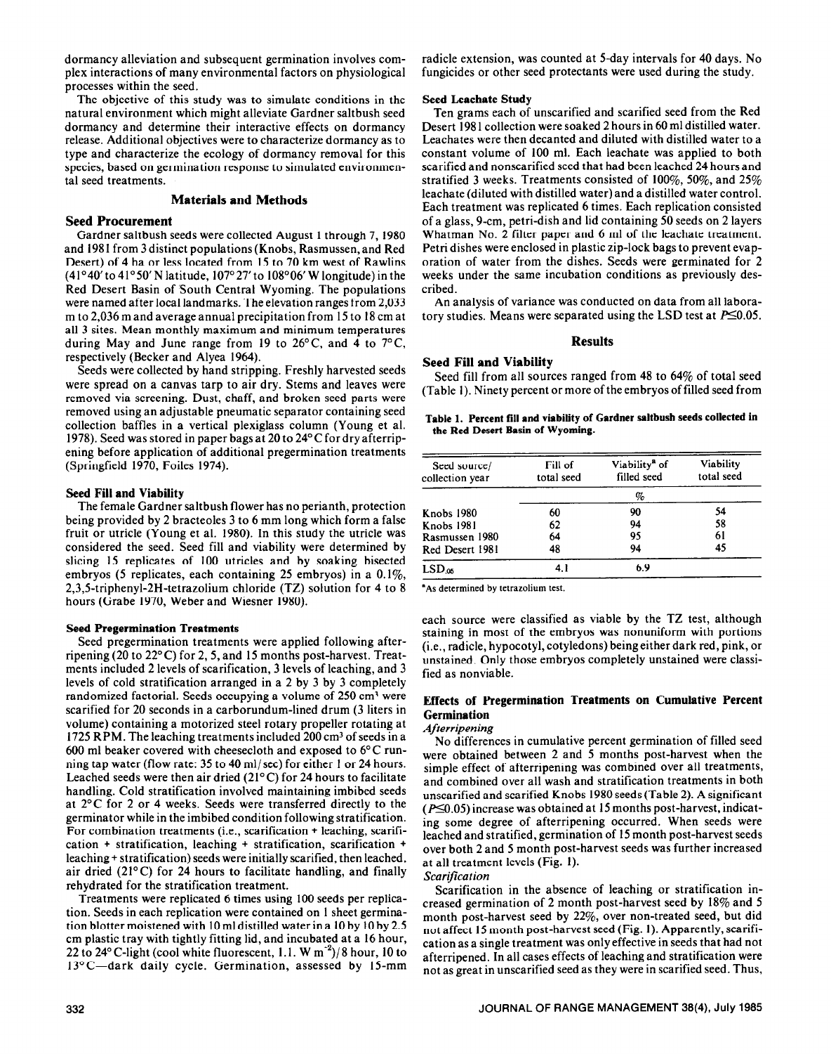dormancy alleviation and subsequent germination involves complex interactions of many environmental factors on physiological processes within the seed.

The objective of this study was to simulate conditions in the natural environment which might alleviate Gardner saltbush seed dormancy and determine their interactive effects on dormancy release. Additional objectives were to characterize dormancy as to type and characterize the ecology of dormancy removal for this species, based on germination response to simulated environmental seed treatments.

## Materials and Methods

### Seed Procurement

Gardner saltbush seeds were collected August 1 through 7, 1980 and 1981 from 3 distinct populations (Knobs, Rasmussen, and Red Desert) of 4 ha or less located from 15 to 70 km west of Rawlins (41°40′ to 41°50′ N latitude, 107°27′ to 108°06′ W longitude) in the Red Desert Basin of South Central Wyoming. The populations were named after local landmarks. The elevation ranges from 2,033 m to 2,036 m and average annual precipitation from 15 to 18 cm at all 3 sites. Mean monthly maximum and minimum temperatures during May and June range from 19 to 26°C, and 4 to 7°C, respectively (Becker and Alyea 1964).

Seeds were collected by hand stripping. Freshly harvested seeds were spread on a canvas tarp to air dry. Stems and leaves were removed via screening. Dust, chaff, and broken seed parts were removed using an adjustable pneumatic separator containing seed collection baffles in a vertical plexiglass column (Young et al. 1978). Seed was stored in paper bags at 20 to 24°C for dry afterripening before application of additional pregermination treatments (Springfield 1970, Foiles 1974).

### Seed Fill and Viability

The female Gardner saltbush flower has no perianth, protection being provided by 2 bracteoles 3 to 6 mm long which form a false fruit or utricle (Young et al. 1980). In this study the utricle was considered the seed. Seed fill and viability were determined by slicing 15 replicates of 100 utricles and by soaking bisected embryos (5 replicates, each containing 25 embryos) in a 0.1%, 2,3,5-triphenyl-2H-tetrazolium chloride (TZ) solution for 4 to 8 hours (Grabe 1970, Weber and Wiesner 1980).

### Seed Pregermination Treatments

Seed pregermination treatments were applied following afterripening (20 to 22°C) for 2, 5, and 15 months post-harvest. Treatments included 2 levels of scarification, 3 levels of leaching, and 3 levels of cold stratification arranged in a 2 by 3 by 3 completely randomized factorial. Seeds occupying a volume of 250 $cm^3$ were scarified for 20 seconds in a carborundum-lined drum (3 liters in volume) containing a motorized steel rotary propeller rotating at 1725 RPM. The leaching treatments included 200 $cm^3$ of seeds in a 600 ml beaker covered with cheesecloth and exposed to 6°C running tap water (flow rate: 35 to 40 ml/sec) for either 1 or 24 hours. Leached seeds were then air dried (21°C) for 24 hours to facilitate handling. Cold stratification involved maintaining imbibed seeds at 2°C for 2 or 4 weeks. Seeds were transferred directly to the germinator while in the imbibed condition following stratification. For combination treatments (i.e., scarification + leaching, scarification + stratification, leaching + stratification, scarification + leaching + stratification) seeds were initially scarified, then leached, air dried (21°C) for 24 hours to facilitate handling, and finally rehydrated for the stratification treatment.

Treatments were replicated 6 times using 100 seeds per replication. Seeds in each replication were contained on 1 sheet germination blotter moistened with 10 ml distilled water in a 10 by 10 by 2.5 cm plastic tray with tightly fitting lid, and incubated at a 16 hour, 22 to 24°C-light (cool white fluorescent, 1.1. W $m^{-2}$)/8 hour, 10 to 13°C—dark daily cycle. Germination, assessed by 15-mm radicle extension, was counted at 5-day intervals for 40 days. No fungicides or other seed protectants were used during the study.

### Seed Leachate Study

Ten grams each of unscarified and scarified seed from the Red Desert 1981 collection were soaked 2 hours in 60 ml distilled water. Leachates were then decanted and diluted with distilled water to a constant volume of 100 ml. Each leachate was applied to both scarified and nonscarified seed that had been leached 24 hours and stratified 3 weeks. Treatments consisted of 100%, 50%, and 25% leachate (diluted with distilled water) and a distilled water control. Each treatment was replicated 6 times. Each replication consisted of a glass, 9-cm, petri-dish and lid containing 50 seeds on 2 layers Whatman No. 2 filter paper and 6 ml of the leachate treatment. Petri dishes were enclosed in plastic zip-lock bags to prevent evaporation of water from the dishes. Seeds were germinated for 2 weeks under the same incubation conditions as previously described.

An analysis of variance was conducted on data from all laboratory studies. Means were separated using the LSD test at $P \leq 0.05$.

## Results

### Seed Fill and Viability

Seed fill from all sources ranged from 48 to 64% of total seed (Table 1). Ninety percent or more of the embryos of filled seed from each source were classified as viable by the TZ test, although staining in most of the embryos was nonuniform with portions (i.e., radicle, hypocotyl, cotyledons) being either dark red, pink, or unstained. Only those embryos completely unstained were classified as nonviable.

**Table 1. Percent fill and viability of Gardner saltbush seeds collected in the Red Desert Basin of Wyoming.**

| Seed source/ collection year | Fill of total seed | Viability[a] of filled seed | Viability total seed |
|---|---|---|---|
| | | % | |
| Knobs 1980 | 60 | 90 | 54 |
| Knobs 1981 | 62 | 94 | 58 |
| Rasmussen 1980 | 64 | 95 | 61 |
| Red Desert 1981 | 48 | 94 | 45 |
| $LSD_{.05}$ | 4.1 | 6.9 | |

[a]As determined by tetrazolium test.

### Effects of Pregermination Treatments on Cumulative Percent Germination

*Afterripening*

No differences in cumulative percent germination of filled seed were obtained between 2 and 5 months post-harvest when the simple effect of afterripening was combined over all treatments, and combined over all wash and stratification treatments in both unscarified and scarified Knobs 1980 seeds (Table 2). A significant ($P \leq 0.05$) increase was obtained at 15 months post-harvest, indicating some degree of afterripening occurred. When seeds were leached and stratified, germination of 15 month post-harvest seeds over both 2 and 5 month post-harvest seeds was further increased at all treatment levels (Fig. 1).

*Scarification*

Scarification in the absence of leaching or stratification increased germination of 2 month post-harvest seed by 18% and 5 month post-harvest seed by 22%, over non-treated seed, but did not affect 15 month post-harvest seed (Fig. 1). Apparently, scarification as a single treatment was only effective in seeds that had not afterripened. In all cases effects of leaching and stratification were not as great in unscarified seed as they were in scarified seed. Thus,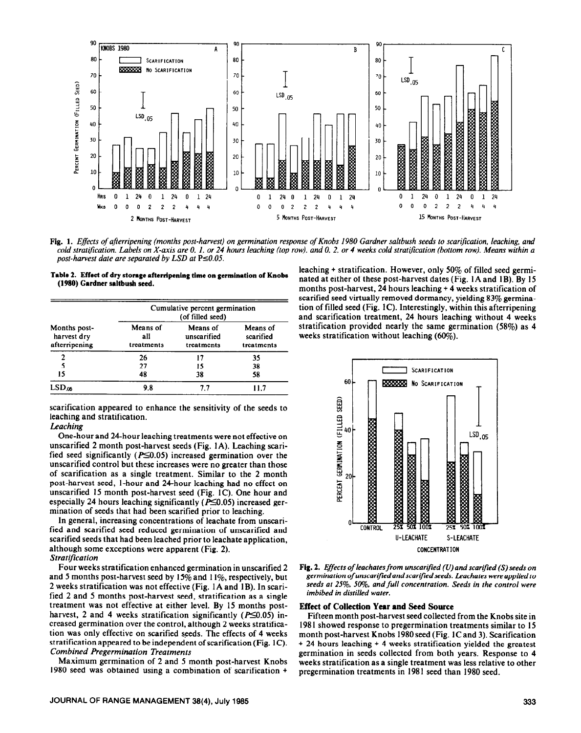Fig. 1. *Effects of afterripening (months post-harvest) on germination response of Knobs 1980 Gardner saltbush seeds to scarification, leaching, and cold stratification. Labels on X-axis are 0, 1, or 24 hours leaching (top row), and 0, 2, or 4 weeks cold stratification (bottom row). Means within a post-harvest date are separated by LSD at P≤0.05.*

**Table 2. Effect of dry storage afterripening time on germination of Knobs (1980) Gardner saltbush seed.**

| Months post-harvest dry afterripening | Cumulative percent germination (of filled seed) | | |
|---|---|---|---|
| | Means of all treatments | Means of unscarified treatments | Means of scarified treatments |
| 2 | 26 | 17 | 35 |
| 5 | 27 | 15 | 38 |
| 15 | 48 | 38 | 58 |
| $LSD_{.05}$ | 9.8 | 7.7 | 11.7 |

scarification appeared to enhance the sensitivity of the seeds to leaching and stratification.

*Leaching*

One-hour and 24-hour leaching treatments were not effective on unscarified 2 month post-harvest seeds (Fig. 1A). Leaching scarified seed significantly ($P \leq 0.05$) increased germination over the unscarified control but these increases were no greater than those of scarification as a single treatment. Similar to the 2 month post-harvest seed, 1-hour and 24-hour leaching had no effect on unscarified 15 month post-harvest seed (Fig. 1C). One hour and especially 24 hours leaching significantly ($P \leq 0.05$) increased germination of seeds that had been scarified prior to leaching.

In general, increasing concentrations of leachate from unscarified and scarified seed reduced germination of unscarified and scarified seeds that had been leached prior to leachate application, although some exceptions were apparent (Fig. 2).

*Stratification*

Four weeks stratification enhanced germination in unscarified 2 and 5 months post-harvest seed by 15% and 11%, respectively, but 2 weeks stratification was not effective (Fig. 1A and 1B). In scarified 2 and 5 months post-harvest seed, stratification as a single treatment was not effective at either level. By 15 months post-harvest, 2 and 4 weeks stratification significantly ($P \leq 0.05$) increased germination over the control, although 2 weeks stratification was only effective on scarified seeds. The effects of 4 weeks stratification appeared to be independent of scarification (Fig. 1C).

*Combined Pregermination Treatments*

Maximum germination of 2 and 5 month post-harvest Knobs 1980 seed was obtained using a combination of scarification + leaching + stratification. However, only 50% of filled seed germinated at either of these post-harvest dates (Fig. 1A and 1B). By 15 months post-harvest, 24 hours leaching + 4 weeks stratification of scarified seed virtually removed dormancy, yielding 83% germination of filled seed (Fig. 1C). Interestingly, within this afterripening and scarification treatment, 24 hours leaching without 4 weeks stratification provided nearly the same germination (58%) as 4 weeks stratification without leaching (60%).

Fig. 2. *Effects of leachates from unscarified (U) and scarified (S) seeds on germination of unscarified and scarified seeds. Leachates were applied to seeds at 25%, 50%, and full concentration. Seeds in the control were imbibed in distilled water.*

### Effect of Collection Year and Seed Source

Fifteen month post-harvest seed collected from the Knobs site in 1981 showed response to pregermination treatments similar to 15 month post-harvest Knobs 1980 seed (Fig. 1C and 3). Scarification + 24 hours leaching + 4 weeks stratification yielded the greatest germination in seeds collected from both years. Response to 4 weeks stratification as a single treatment was less relative to other pregermination treatments in 1981 seed than 1980 seed.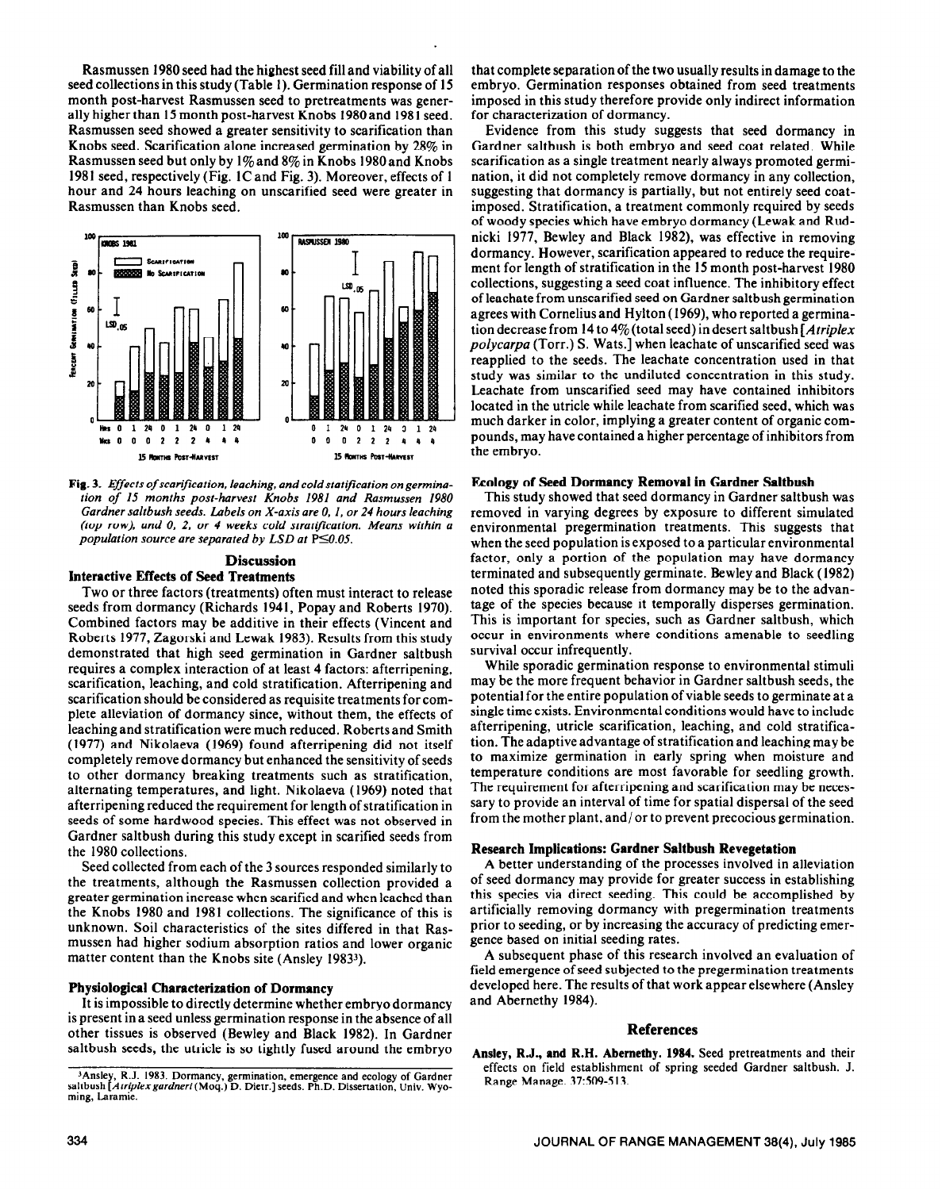Rasmussen 1980 seed had the highest seed fill and viability of all seed collections in this study (Table 1). Germination response of 15 month post-harvest Rasmussen seed to pretreatments was generally higher than 15 month post-harvest Knobs 1980 and 1981 seed. Rasmussen seed showed a greater sensitivity to scarification than Knobs seed. Scarification alone increased germination by 28% in Rasmussen seed but only by 1% and 8% in Knobs 1980 and Knobs 1981 seed, respectively (Fig. 1C and Fig. 3). Moreover, effects of 1 hour and 24 hours leaching on unscarified seed were greater in Rasmussen than Knobs seed.

**Fig. 3.** *Effects of scarification, leaching, and cold statification on germination of 15 months post-harvest Knobs 1981 and Rasmussen 1980 Gardner saltbush seeds. Labels on X-axis are 0, 1, or 24 hours leaching (top row), and 0, 2, or 4 weeks cold stratification. Means within a population source are separated by LSD at P≤0.05.*

## Discussion

### Interactive Effects of Seed Treatments

Two or three factors (treatments) often must interact to release seeds from dormancy (Richards 1941, Popay and Roberts 1970). Combined factors may be additive in their effects (Vincent and Roberts 1977, Zagorski and Lewak 1983). Results from this study demonstrated that high seed germination in Gardner saltbush requires a complex interaction of at least 4 factors: afterripening, scarification, leaching, and cold stratification. Afterripening and scarification should be considered as requisite treatments for complete alleviation of dormancy since, without them, the effects of leaching and stratification were much reduced. Roberts and Smith (1977) and Nikolaeva (1969) found afterripening did not itself completely remove dormancy but enhanced the sensitivity of seeds to other dormancy breaking treatments such as stratification, alternating temperatures, and light. Nikolaeva (1969) noted that afterripening reduced the requirement for length of stratification in seeds of some hardwood species. This effect was not observed in Gardner saltbush during this study except in scarified seeds from the 1980 collections.

Seed collected from each of the 3 sources responded similarly to the treatments, although the Rasmussen collection provided a greater germination increase when scarified and when leached than the Knobs 1980 and 1981 collections. The significance of this is unknown. Soil characteristics of the sites differed in that Rasmussen had higher sodium absorption ratios and lower organic matter content than the Knobs site (Ansley 1983[3]).

### Physiological Characterization of Dormancy

It is impossible to directly determine whether embryo dormancy is present in a seed unless germination response in the absence of all other tissues is observed (Bewley and Black 1982). In Gardner saltbush seeds, the utricle is so tightly fused around the embryo that complete separation of the two usually results in damage to the embryo. Germination responses obtained from seed treatments imposed in this study therefore provide only indirect information for characterization of dormancy.

Evidence from this study suggests that seed dormancy in Gardner saltbush is both embryo and seed coat related. While scarification as a single treatment nearly always promoted germination, it did not completely remove dormancy in any collection, suggesting that dormancy is partially, but not entirely seed coat-imposed. Stratification, a treatment commonly required by seeds of woody species which have embryo dormancy (Lewak and Rudnicki 1977, Bewley and Black 1982), was effective in removing dormancy. However, scarification appeared to reduce the requirement for length of stratification in the 15 month post-harvest 1980 collections, suggesting a seed coat influence. The inhibitory effect of leachate from unscarified seed on Gardner saltbush germination agrees with Cornelius and Hylton (1969), who reported a germination decrease from 14 to 4% (total seed) in desert saltbush [*Atriplex polycarpa* (Torr.) S. Wats.] when leachate of unscarified seed was reapplied to the seeds. The leachate concentration used in that study was similar to the undiluted concentration in this study. Leachate from unscarified seed may have contained inhibitors located in the utricle while leachate from scarified seed, which was much darker in color, implying a greater content of organic compounds, may have contained a higher percentage of inhibitors from the embryo.

### Ecology of Seed Dormancy Removal in Gardner Saltbush

This study showed that seed dormancy in Gardner saltbush was removed in varying degrees by exposure to different simulated environmental pregermination treatments. This suggests that when the seed population is exposed to a particular environmental factor, only a portion of the population may have dormancy terminated and subsequently germinate. Bewley and Black (1982) noted this sporadic release from dormancy may be to the advantage of the species because it temporally disperses germination. This is important for species, such as Gardner saltbush, which occur in environments where conditions amenable to seedling survival occur infrequently.

While sporadic germination response to environmental stimuli may be the more frequent behavior in Gardner saltbush seeds, the potential for the entire population of viable seeds to germinate at a single time exists. Environmental conditions would have to include afterripening, utricle scarification, leaching, and cold stratification. The adaptive advantage of stratification and leaching may be to maximize germination in early spring when moisture and temperature conditions are most favorable for seedling growth. The requirement for afterripening and scarification may be necessary to provide an interval of time for spatial dispersal of the seed from the mother plant, and/or to prevent precocious germination.

### Research Implications: Gardner Saltbush Revegetation

A better understanding of the processes involved in alleviation of seed dormancy may provide for greater success in establishing this species via direct seeding. This could be accomplished by artificially removing dormancy with pregermination treatments prior to seeding, or by increasing the accuracy of predicting emergence based on initial seeding rates.

A subsequent phase of this research involved an evaluation of field emergence of seed subjected to the pregermination treatments developed here. The results of that work appear elsewhere (Ansley and Abernethy 1984).

## References

**Ansley, R.J., and R.H. Abernethy. 1984.** Seed pretreatments and their effects on field establishment of spring seeded Gardner saltbush. J. Range Manage. 37:509-513.

[3]Ansley, R.J. 1983. Dormancy, germination, emergence and ecology of Gardner saltbush [*Atriplex gardneri* (Moq.) D. Dietr.] seeds. Ph.D. Dissertation, Univ. Wyoming, Laramie.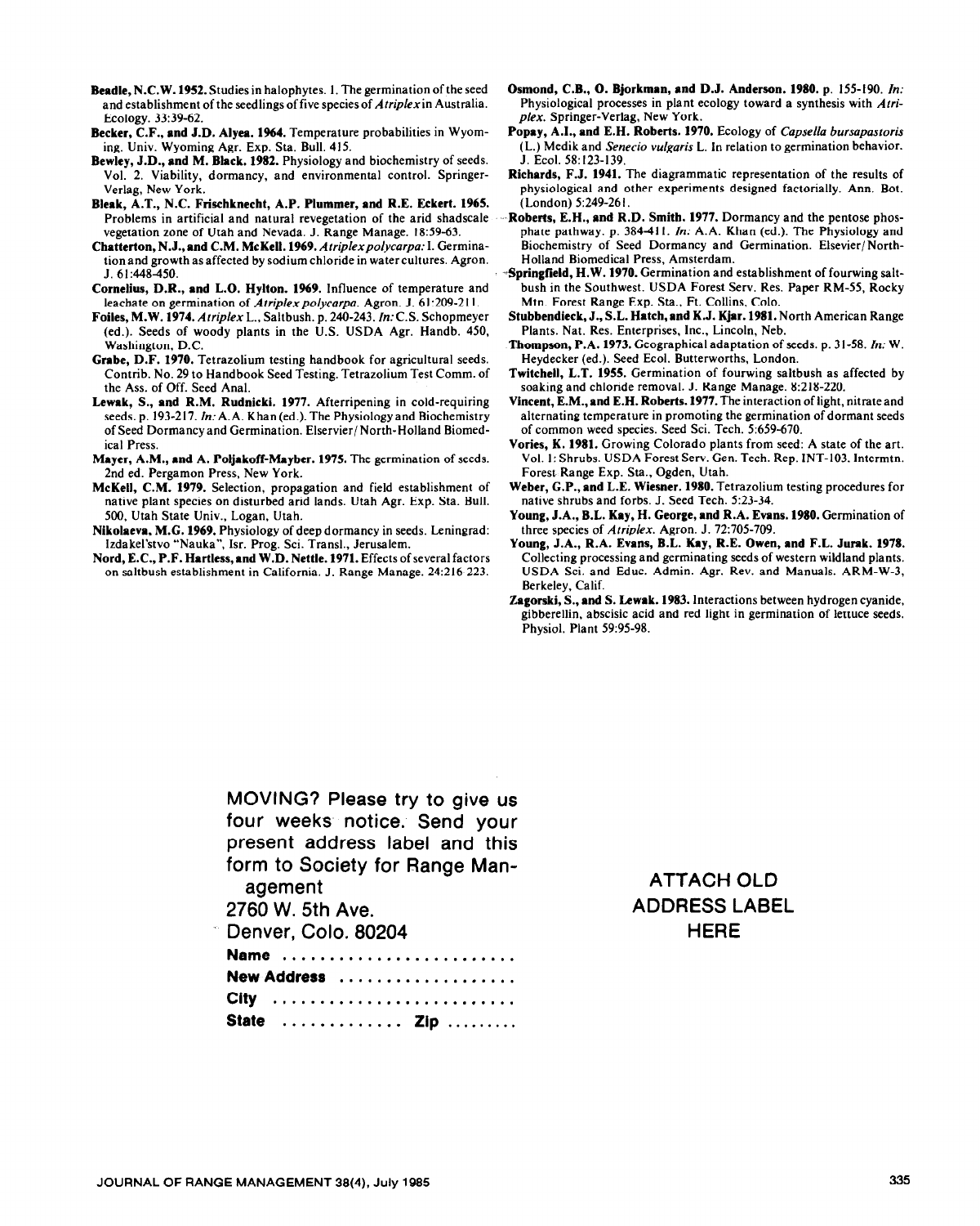**Beadle, N.C.W. 1952.** Studies in halophytes. I. The germination of the seed and establishment of the seedlings of five species of *Atriplex* in Australia. Ecology. 33:39-62.

**Becker, C.F., and J.D. Alyea. 1964.** Temperature probabilities in Wyoming. Univ. Wyoming Agr. Exp. Sta. Bull. 415.

**Bewley, J.D., and M. Black. 1982.** Physiology and biochemistry of seeds. Vol. 2. Viability, dormancy, and environmental control. Springer-Verlag, New York.

**Bleak, A.T., N.C. Frischknecht, A.P. Plummer, and R.E. Eckert. 1965.** Problems in artificial and natural revegetation of the arid shadscale vegetation zone of Utah and Nevada. J. Range Manage. 18:59-63.

**Chatterton, N.J., and C.M. McKell. 1969.** *Atriplex polycarpa*: I. Germination and growth as affected by sodium chloride in water cultures. Agron. J. 61:448-450.

**Cornelius, D.R., and L.O. Hylton. 1969.** Influence of temperature and leachate on germination of *Atriplex polycarpa*. Agron. J. 61:209-211.

**Foiles, M.W. 1974.** *Atriplex* L., Saltbush. p. 240-243. *In:* C.S. Schopmeyer (ed.). Seeds of woody plants in the U.S. USDA Agr. Handb. 450, Washington, D.C.

**Grabe, D.F. 1970.** Tetrazolium testing handbook for agricultural seeds. Contrib. No. 29 to Handbook Seed Testing. Tetrazolium Test Comm. of the Ass. of Off. Seed Anal.

**Lewak, S., and R.M. Rudnicki. 1977.** Afterripening in cold-requiring seeds. p. 193-217. *In:* A.A. Khan (ed.). The Physiology and Biochemistry of Seed Dormancy and Germination. Elservier/North-Holland Biomedical Press.

**Mayer, A.M., and A. Poljakoff-Mayber. 1975.** The germination of seeds. 2nd ed. Pergamon Press, New York.

**McKell, C.M. 1979.** Selection, propagation and field establishment of native plant species on disturbed arid lands. Utah Agr. Exp. Sta. Bull. 500, Utah State Univ., Logan, Utah.

**Nikolaeva, M.G. 1969.** Physiology of deep dormancy in seeds. Leningrad: Izdakel'stvo "Nauka", Isr. Prog. Sci. Transl., Jerusalem.

**Nord, E.C., P.F. Hartless, and W.D. Nettle. 1971.** Effects of several factors on saltbush establishment in California. J. Range Manage. 24:216-223.

**Osmond, C.B., O. Bjorkman, and D.J. Anderson. 1980.** p. 155-190. *In:* Physiological processes in plant ecology toward a synthesis with *Atriplex*. Springer-Verlag, New York.

**Popay, A.I., and E.H. Roberts. 1970.** Ecology of *Capsella bursapastoris* (L.) Medik and *Senecio vulgaris* L. In relation to germination behavior. J. Ecol. 58:123-139.

**Richards, F.J. 1941.** The diagrammatic representation of the results of physiological and other experiments designed factorially. Ann. Bot. (London) 5:249-261.

**Roberts, E.H., and R.D. Smith. 1977.** Dormancy and the pentose phosphate pathway. p. 384-411. *In:* A.A. Khan (ed.). The Physiology and Biochemistry of Seed Dormancy and Germination. Elsevier/North-Holland Biomedical Press, Amsterdam.

**Springfield, H.W. 1970.** Germination and establishment of fourwing saltbush in the Southwest. USDA Forest Serv. Res. Paper RM-55, Rocky Mtn. Forest Range Exp. Sta., Ft. Collins, Colo.

**Stubbendieck, J., S.L. Hatch, and K.J. Kjar. 1981.** North American Range Plants. Nat. Res. Enterprises, Inc., Lincoln, Neb.

**Thompson, P.A. 1973.** Geographical adaptation of seeds. p. 31-58. *In:* W. Heydecker (ed.). Seed Ecol. Butterworths, London.

**Twitchell, L.T. 1955.** Germination of fourwing saltbush as affected by soaking and chloride removal. J. Range Manage. 8:218-220.

**Vincent, E.M., and E.H. Roberts. 1977.** The interaction of light, nitrate and alternating temperature in promoting the germination of dormant seeds of common weed species. Seed Sci. Tech. 5:659-670.

**Vories, K. 1981.** Growing Colorado plants from seed: A state of the art. Vol. I: Shrubs. USDA Forest Serv. Gen. Tech. Rep. INT-103. Intermtn. Forest Range Exp. Sta., Ogden, Utah.

**Weber, G.P., and L.E. Wiesner. 1980.** Tetrazolium testing procedures for native shrubs and forbs. J. Seed Tech. 5:23-34.

**Young, J.A., B.L. Kay, H. George, and R.A. Evans. 1980.** Germination of three species of *Atriplex*. Agron. J. 72:705-709.

**Young, J.A., R.A. Evans, B.L. Kay, R.E. Owen, and F.L. Jurak. 1978.** Collecting processing and germinating seeds of western wildland plants. USDA Sci. and Educ. Admin. Agr. Rev. and Manuals. ARM-W-3, Berkeley, Calif.

**Zagorski, S., and S. Lewak. 1983.** Interactions between hydrogen cyanide, gibberellin, abscisic acid and red light in germination of lettuce seeds. Physiol. Plant 59:95-98.

MOVING? Please try to give us four weeks notice. Send your present address label and this form to Society for Range Management
2760 W. 5th Ave.
Denver, Colo. 80204

**Name** .........................

**New Address** ...................

**City** ..........................

**State** ............. **Zip** .........

ATTACH OLD ADDRESS LABEL HERE